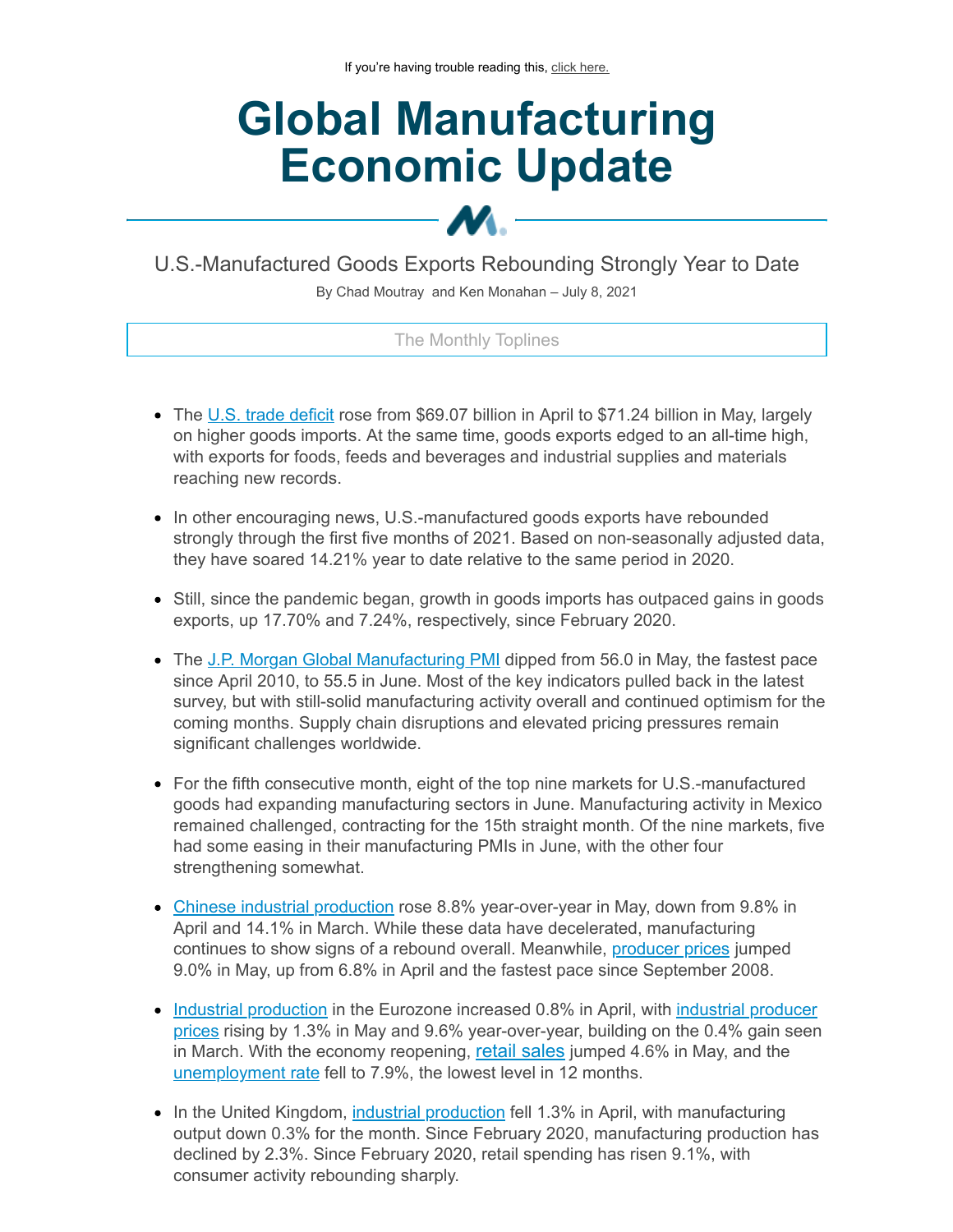If you're having trouble reading this, click here.

# Global Manufacturing Economic Update

## U.S.-Manufactured Goods Exports Rebounding Strongly Year to Date

By Chad Moutray and Ken Monahan – July 8, 2021

### The Monthly Toplines

- The U.S. trade deficit rose from $69.07 billion in April to $71.24 billion in May, largely on higher goods imports. At the same time, goods exports edged to an all-time high, with exports for foods, feeds and beverages and industrial supplies and materials reaching new records.

- In other encouraging news, U.S.-manufactured goods exports have rebounded strongly through the first five months of 2021. Based on non-seasonally adjusted data, they have soared 14.21% year to date relative to the same period in 2020.

- Still, since the pandemic began, growth in goods imports has outpaced gains in goods exports, up 17.70% and 7.24%, respectively, since February 2020.

- The J.P. Morgan Global Manufacturing PMI dipped from 56.0 in May, the fastest pace since April 2010, to 55.5 in June. Most of the key indicators pulled back in the latest survey, but with still-solid manufacturing activity overall and continued optimism for the coming months. Supply chain disruptions and elevated pricing pressures remain significant challenges worldwide.

- For the fifth consecutive month, eight of the top nine markets for U.S.-manufactured goods had expanding manufacturing sectors in June. Manufacturing activity in Mexico remained challenged, contracting for the 15th straight month. Of the nine markets, five had some easing in their manufacturing PMIs in June, with the other four strengthening somewhat.

- Chinese industrial production rose 8.8% year-over-year in May, down from 9.8% in April and 14.1% in March. While these data have decelerated, manufacturing continues to show signs of a rebound overall. Meanwhile, producer prices jumped 9.0% in May, up from 6.8% in April and the fastest pace since September 2008.

- Industrial production in the Eurozone increased 0.8% in April, with industrial producer prices rising by 1.3% in May and 9.6% year-over-year, building on the 0.4% gain seen in March. With the economy reopening, retail sales jumped 4.6% in May, and the unemployment rate fell to 7.9%, the lowest level in 12 months.

- In the United Kingdom, industrial production fell 1.3% in April, with manufacturing output down 0.3% for the month. Since February 2020, manufacturing production has declined by 2.3%. Since February 2020, retail spending has risen 9.1%, with consumer activity rebounding sharply.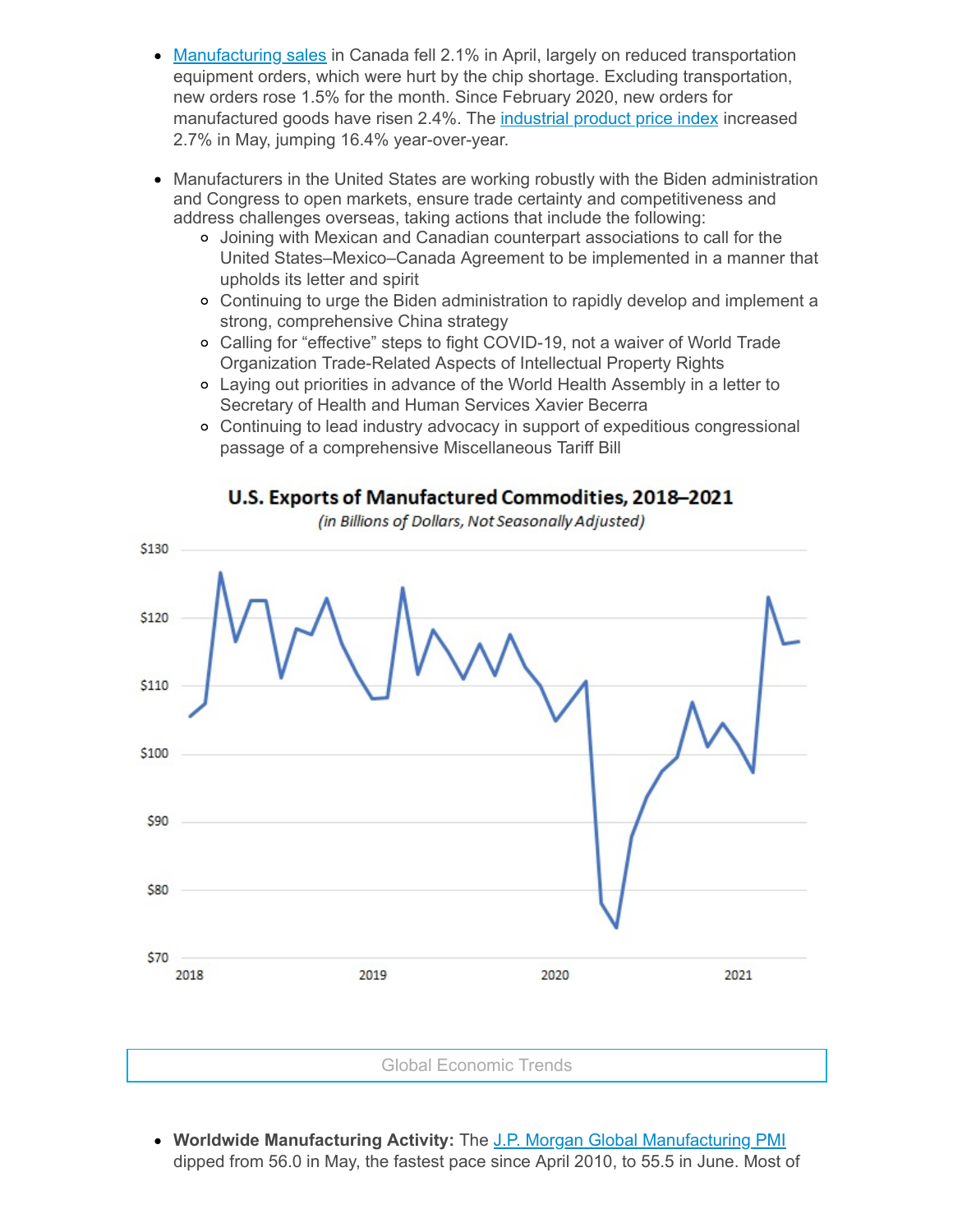- Manufacturing sales in Canada fell 2.1% in April, largely on reduced transportation equipment orders, which were hurt by the chip shortage. Excluding transportation, new orders rose 1.5% for the month. Since February 2020, new orders for manufactured goods have risen 2.4%. The industrial product price index increased 2.7% in May, jumping 16.4% year-over-year.

- Manufacturers in the United States are working robustly with the Biden administration and Congress to open markets, ensure trade certainty and competitiveness and address challenges overseas, taking actions that include the following:
  - Joining with Mexican and Canadian counterpart associations to call for the United States–Mexico–Canada Agreement to be implemented in a manner that upholds its letter and spirit
  - Continuing to urge the Biden administration to rapidly develop and implement a strong, comprehensive China strategy
  - Calling for "effective" steps to fight COVID-19, not a waiver of World Trade Organization Trade-Related Aspects of Intellectual Property Rights
  - Laying out priorities in advance of the World Health Assembly in a letter to Secretary of Health and Human Services Xavier Becerra
  - Continuing to lead industry advocacy in support of expeditious congressional passage of a comprehensive Miscellaneous Tariff Bill

**U.S. Exports of Manufactured Commodities, 2018–2021**

*(in Billions of Dollars, Not Seasonally Adjusted)*

Global Economic Trends

- **Worldwide Manufacturing Activity:** The J.P. Morgan Global Manufacturing PMI dipped from 56.0 in May, the fastest pace since April 2010, to 55.5 in June. Most of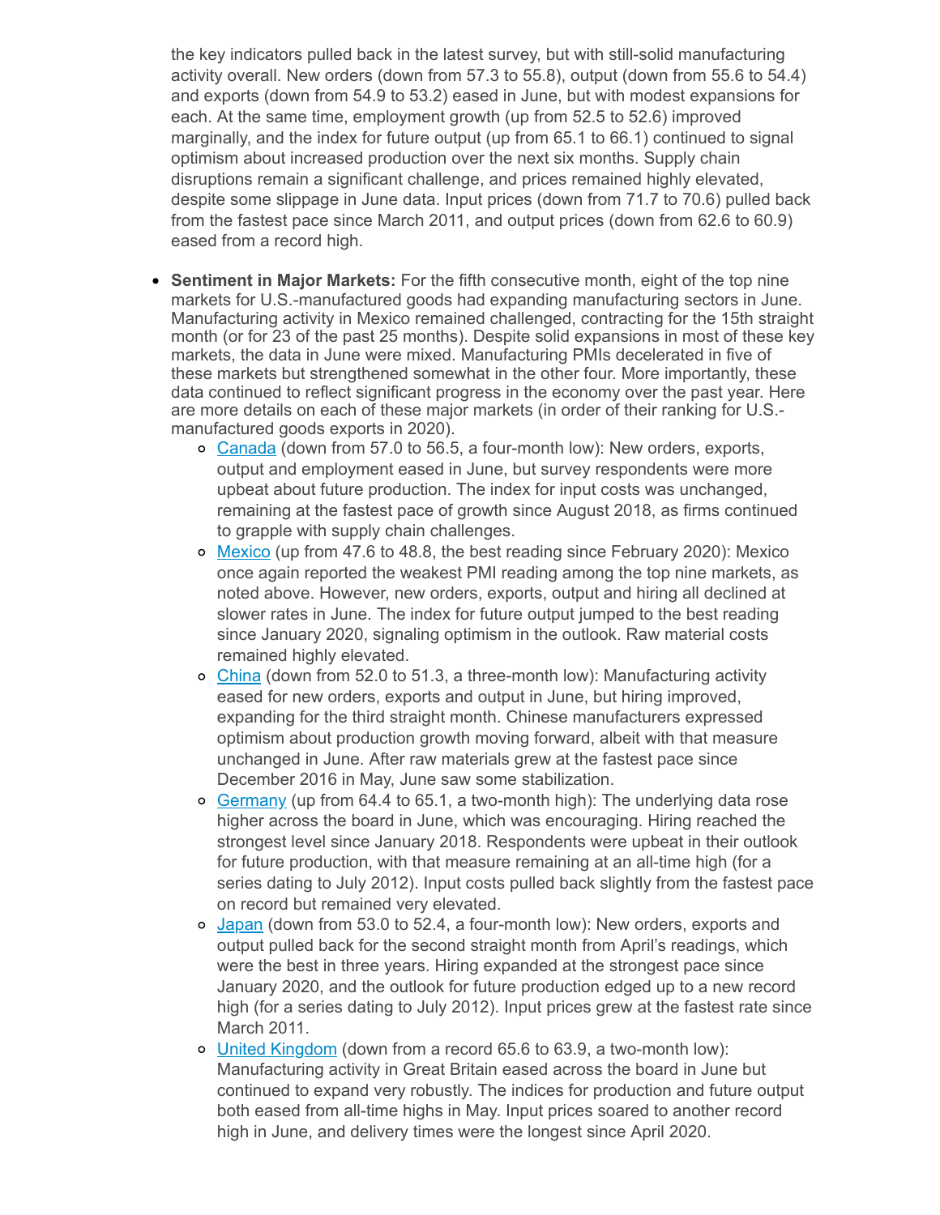the key indicators pulled back in the latest survey, but with still-solid manufacturing activity overall. New orders (down from 57.3 to 55.8), output (down from 55.6 to 54.4) and exports (down from 54.9 to 53.2) eased in June, but with modest expansions for each. At the same time, employment growth (up from 52.5 to 52.6) improved marginally, and the index for future output (up from 65.1 to 66.1) continued to signal optimism about increased production over the next six months. Supply chain disruptions remain a significant challenge, and prices remained highly elevated, despite some slippage in June data. Input prices (down from 71.7 to 70.6) pulled back from the fastest pace since March 2011, and output prices (down from 62.6 to 60.9) eased from a record high.

- **Sentiment in Major Markets:** For the fifth consecutive month, eight of the top nine markets for U.S.-manufactured goods had expanding manufacturing sectors in June. Manufacturing activity in Mexico remained challenged, contracting for the 15th straight month (or for 23 of the past 25 months). Despite solid expansions in most of these key markets, the data in June were mixed. Manufacturing PMIs decelerated in five of these markets but strengthened somewhat in the other four. More importantly, these data continued to reflect significant progress in the economy over the past year. Here are more details on each of these major markets (in order of their ranking for U.S.-manufactured goods exports in 2020).
  - Canada (down from 57.0 to 56.5, a four-month low): New orders, exports, output and employment eased in June, but survey respondents were more upbeat about future production. The index for input costs was unchanged, remaining at the fastest pace of growth since August 2018, as firms continued to grapple with supply chain challenges.
  - Mexico (up from 47.6 to 48.8, the best reading since February 2020): Mexico once again reported the weakest PMI reading among the top nine markets, as noted above. However, new orders, exports, output and hiring all declined at slower rates in June. The index for future output jumped to the best reading since January 2020, signaling optimism in the outlook. Raw material costs remained highly elevated.
  - China (down from 52.0 to 51.3, a three-month low): Manufacturing activity eased for new orders, exports and output in June, but hiring improved, expanding for the third straight month. Chinese manufacturers expressed optimism about production growth moving forward, albeit with that measure unchanged in June. After raw materials grew at the fastest pace since December 2016 in May, June saw some stabilization.
  - Germany (up from 64.4 to 65.1, a two-month high): The underlying data rose higher across the board in June, which was encouraging. Hiring reached the strongest level since January 2018. Respondents were upbeat in their outlook for future production, with that measure remaining at an all-time high (for a series dating to July 2012). Input costs pulled back slightly from the fastest pace on record but remained very elevated.
  - Japan (down from 53.0 to 52.4, a four-month low): New orders, exports and output pulled back for the second straight month from April's readings, which were the best in three years. Hiring expanded at the strongest pace since January 2020, and the outlook for future production edged up to a new record high (for a series dating to July 2012). Input prices grew at the fastest rate since March 2011.
  - United Kingdom (down from a record 65.6 to 63.9, a two-month low): Manufacturing activity in Great Britain eased across the board in June but continued to expand very robustly. The indices for production and future output both eased from all-time highs in May. Input prices soared to another record high in June, and delivery times were the longest since April 2020.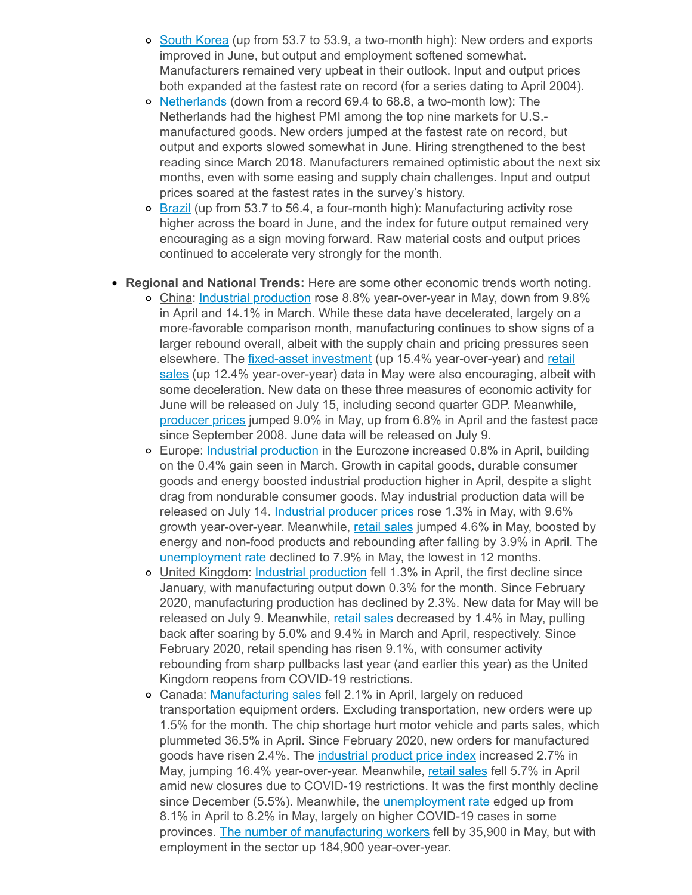- [South Korea](#) (up from 53.7 to 53.9, a two-month high): New orders and exports improved in June, but output and employment softened somewhat. Manufacturers remained very upbeat in their outlook. Input and output prices both expanded at the fastest rate on record (for a series dating to April 2004).
- [Netherlands](#) (down from a record 69.4 to 68.8, a two-month low): The Netherlands had the highest PMI among the top nine markets for U.S.-manufactured goods. New orders jumped at the fastest rate on record, but output and exports slowed somewhat in June. Hiring strengthened to the best reading since March 2018. Manufacturers remained optimistic about the next six months, even with some easing and supply chain challenges. Input and output prices soared at the fastest rates in the survey's history.
- [Brazil](#) (up from 53.7 to 56.4, a four-month high): Manufacturing activity rose higher across the board in June, and the index for future output remained very encouraging as a sign moving forward. Raw material costs and output prices continued to accelerate very strongly for the month.

- **Regional and National Trends:** Here are some other economic trends worth noting.
  - China: [Industrial production](#) rose 8.8% year-over-year in May, down from 9.8% in April and 14.1% in March. While these data have decelerated, largely on a more-favorable comparison month, manufacturing continues to show signs of a larger rebound overall, albeit with the supply chain and pricing pressures seen elsewhere. The [fixed-asset investment](#) (up 15.4% year-over-year) and [retail sales](#) (up 12.4% year-over-year) data in May were also encouraging, albeit with some deceleration. New data on these three measures of economic activity for June will be released on July 15, including second quarter GDP. Meanwhile, [producer prices](#) jumped 9.0% in May, up from 6.8% in April and the fastest pace since September 2008. June data will be released on July 9.
  - Europe: [Industrial production](#) in the Eurozone increased 0.8% in April, building on the 0.4% gain seen in March. Growth in capital goods, durable consumer goods and energy boosted industrial production higher in April, despite a slight drag from nondurable consumer goods. May industrial production data will be released on July 14. [Industrial producer prices](#) rose 1.3% in May, with 9.6% growth year-over-year. Meanwhile, [retail sales](#) jumped 4.6% in May, boosted by energy and non-food products and rebounding after falling by 3.9% in April. The [unemployment rate](#) declined to 7.9% in May, the lowest in 12 months.
  - United Kingdom: [Industrial production](#) fell 1.3% in April, the first decline since January, with manufacturing output down 0.3% for the month. Since February 2020, manufacturing production has declined by 2.3%. New data for May will be released on July 9. Meanwhile, [retail sales](#) decreased by 1.4% in May, pulling back after soaring by 5.0% and 9.4% in March and April, respectively. Since February 2020, retail spending has risen 9.1%, with consumer activity rebounding from sharp pullbacks last year (and earlier this year) as the United Kingdom reopens from COVID-19 restrictions.
  - Canada: [Manufacturing sales](#) fell 2.1% in April, largely on reduced transportation equipment orders. Excluding transportation, new orders were up 1.5% for the month. The chip shortage hurt motor vehicle and parts sales, which plummeted 36.5% in April. Since February 2020, new orders for manufactured goods have risen 2.4%. The [industrial product price index](#) increased 2.7% in May, jumping 16.4% year-over-year. Meanwhile, [retail sales](#) fell 5.7% in April amid new closures due to COVID-19 restrictions. It was the first monthly decline since December (5.5%). Meanwhile, the [unemployment rate](#) edged up from 8.1% in April to 8.2% in May, largely on higher COVID-19 cases in some provinces. [The number of manufacturing workers](#) fell by 35,900 in May, but with employment in the sector up 184,900 year-over-year.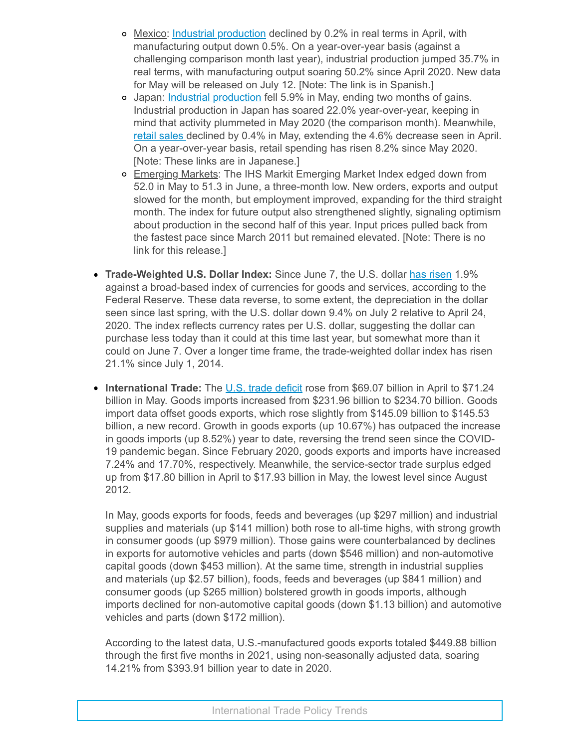- Mexico: Industrial production declined by 0.2% in real terms in April, with manufacturing output down 0.5%. On a year-over-year basis (against a challenging comparison month last year), industrial production jumped 35.7% in real terms, with manufacturing output soaring 50.2% since April 2020. New data for May will be released on July 12. [Note: The link is in Spanish.]
- Japan: Industrial production fell 5.9% in May, ending two months of gains. Industrial production in Japan has soared 22.0% year-over-year, keeping in mind that activity plummeted in May 2020 (the comparison month). Meanwhile, retail sales declined by 0.4% in May, extending the 4.6% decrease seen in April. On a year-over-year basis, retail spending has risen 8.2% since May 2020. [Note: These links are in Japanese.]
- Emerging Markets: The IHS Markit Emerging Market Index edged down from 52.0 in May to 51.3 in June, a three-month low. New orders, exports and output slowed for the month, but employment improved, expanding for the third straight month. The index for future output also strengthened slightly, signaling optimism about production in the second half of this year. Input prices pulled back from the fastest pace since March 2011 but remained elevated. [Note: There is no link for this release.]

- **Trade-Weighted U.S. Dollar Index:** Since June 7, the U.S. dollar has risen 1.9% against a broad-based index of currencies for goods and services, according to the Federal Reserve. These data reverse, to some extent, the depreciation in the dollar seen since last spring, with the U.S. dollar down 9.4% on July 2 relative to April 24, 2020. The index reflects currency rates per U.S. dollar, suggesting the dollar can purchase less today than it could at this time last year, but somewhat more than it could on June 7. Over a longer time frame, the trade-weighted dollar index has risen 21.1% since July 1, 2014.

- **International Trade:** The U.S. trade deficit rose from $69.07 billion in April to $71.24 billion in May. Goods imports increased from $231.96 billion to $234.70 billion. Goods import data offset goods exports, which rose slightly from $145.09 billion to $145.53 billion, a new record. Growth in goods exports (up 10.67%) has outpaced the increase in goods imports (up 8.52%) year to date, reversing the trend seen since the COVID-19 pandemic began. Since February 2020, goods exports and imports have increased 7.24% and 17.70%, respectively. Meanwhile, the service-sector trade surplus edged up from $17.80 billion in April to $17.93 billion in May, the lowest level since August 2012.

  In May, goods exports for foods, feeds and beverages (up $297 million) and industrial supplies and materials (up $141 million) both rose to all-time highs, with strong growth in consumer goods (up $979 million). Those gains were counterbalanced by declines in exports for automotive vehicles and parts (down $546 million) and non-automotive capital goods (down $453 million). At the same time, strength in industrial supplies and materials (up $2.57 billion), foods, feeds and beverages (up $841 million) and consumer goods (up $265 million) bolstered growth in goods imports, although imports declined for non-automotive capital goods (down $1.13 billion) and automotive vehicles and parts (down $172 million).

  According to the latest data, U.S.-manufactured goods exports totaled $449.88 billion through the first five months in 2021, using non-seasonally adjusted data, soaring 14.21% from $393.91 billion year to date in 2020.

International Trade Policy Trends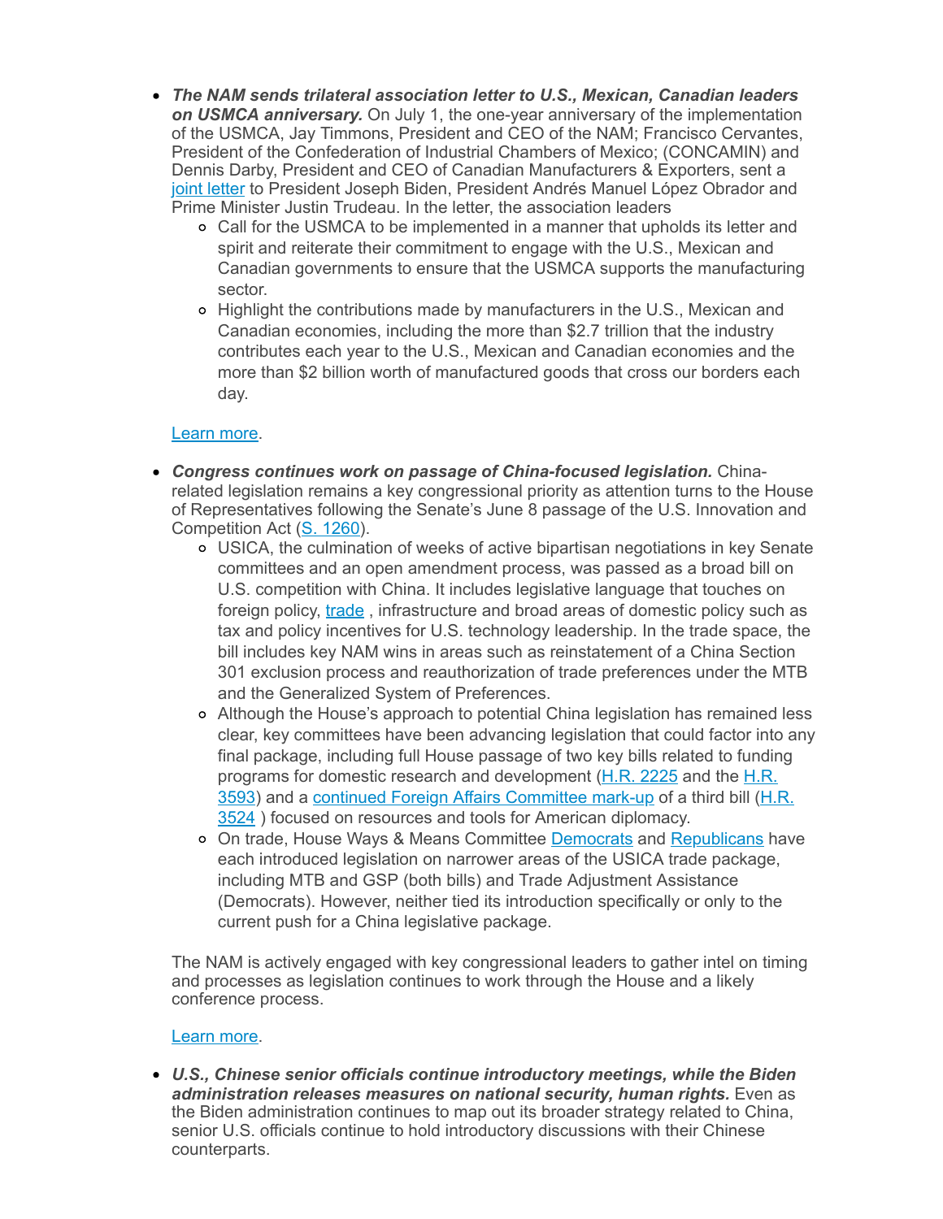- ***The NAM sends trilateral association letter to U.S., Mexican, Canadian leaders on USMCA anniversary.*** On July 1, the one-year anniversary of the implementation of the USMCA, Jay Timmons, President and CEO of the NAM; Francisco Cervantes, President of the Confederation of Industrial Chambers of Mexico; (CONCAMIN) and Dennis Darby, President and CEO of Canadian Manufacturers & Exporters, sent a joint letter to President Joseph Biden, President Andrés Manuel López Obrador and Prime Minister Justin Trudeau. In the letter, the association leaders
  - Call for the USMCA to be implemented in a manner that upholds its letter and spirit and reiterate their commitment to engage with the U.S., Mexican and Canadian governments to ensure that the USMCA supports the manufacturing sector.
  - Highlight the contributions made by manufacturers in the U.S., Mexican and Canadian economies, including the more than $2.7 trillion that the industry contributes each year to the U.S., Mexican and Canadian economies and the more than $2 billion worth of manufactured goods that cross our borders each day.

  Learn more.

- ***Congress continues work on passage of China-focused legislation.*** China-related legislation remains a key congressional priority as attention turns to the House of Representatives following the Senate's June 8 passage of the U.S. Innovation and Competition Act (S. 1260).
  - USICA, the culmination of weeks of active bipartisan negotiations in key Senate committees and an open amendment process, was passed as a broad bill on U.S. competition with China. It includes legislative language that touches on foreign policy, trade , infrastructure and broad areas of domestic policy such as tax and policy incentives for U.S. technology leadership. In the trade space, the bill includes key NAM wins in areas such as reinstatement of a China Section 301 exclusion process and reauthorization of trade preferences under the MTB and the Generalized System of Preferences.
  - Although the House's approach to potential China legislation has remained less clear, key committees have been advancing legislation that could factor into any final package, including full House passage of two key bills related to funding programs for domestic research and development (H.R. 2225 and the H.R. 3593) and a continued Foreign Affairs Committee mark-up of a third bill (H.R. 3524 ) focused on resources and tools for American diplomacy.
  - On trade, House Ways & Means Committee Democrats and Republicans have each introduced legislation on narrower areas of the USICA trade package, including MTB and GSP (both bills) and Trade Adjustment Assistance (Democrats). However, neither tied its introduction specifically or only to the current push for a China legislative package.

  The NAM is actively engaged with key congressional leaders to gather intel on timing and processes as legislation continues to work through the House and a likely conference process.

  Learn more.

- ***U.S., Chinese senior officials continue introductory meetings, while the Biden administration releases measures on national security, human rights.*** Even as the Biden administration continues to map out its broader strategy related to China, senior U.S. officials continue to hold introductory discussions with their Chinese counterparts.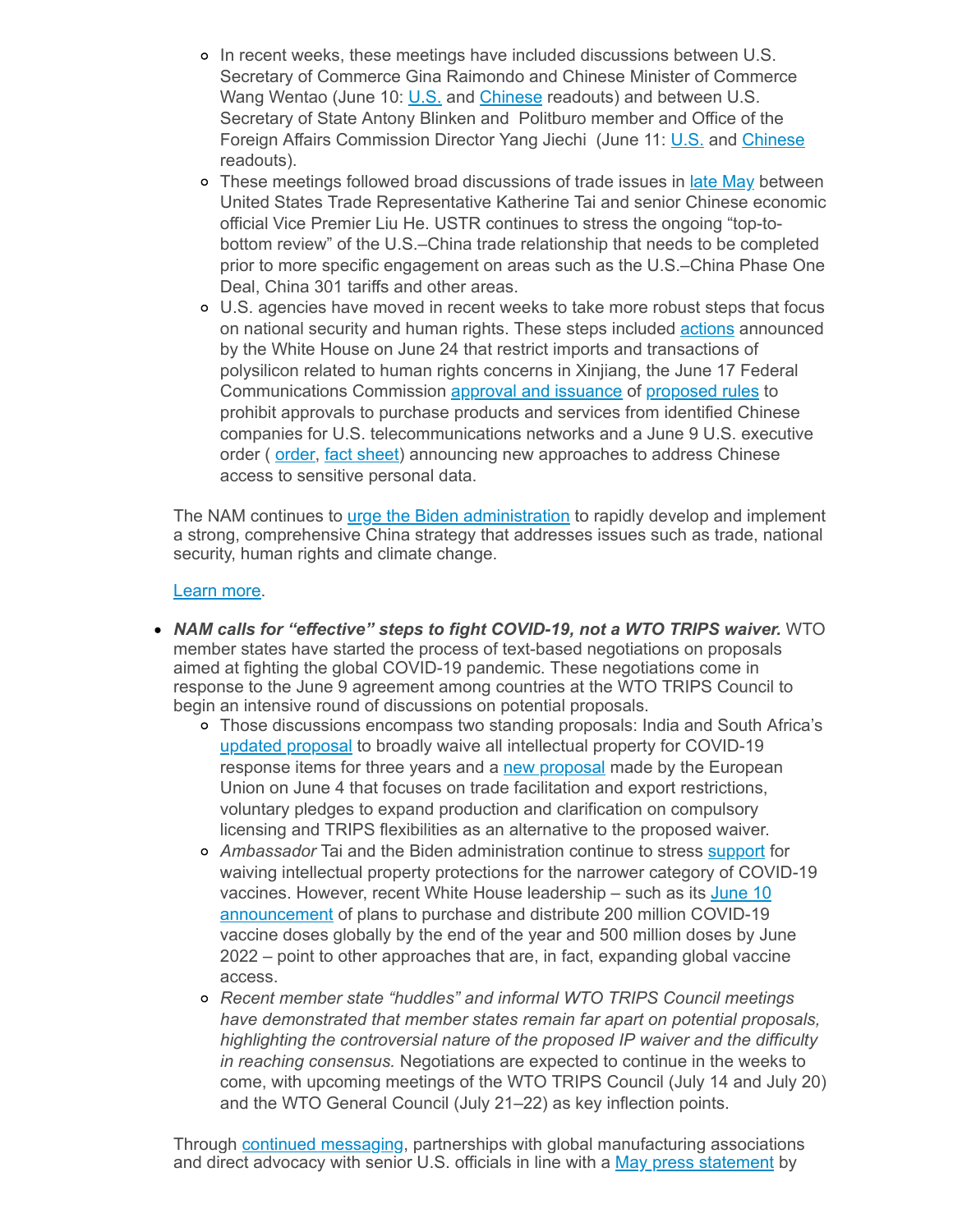- In recent weeks, these meetings have included discussions between U.S. Secretary of Commerce Gina Raimondo and Chinese Minister of Commerce Wang Wentao (June 10: U.S. and Chinese readouts) and between U.S. Secretary of State Antony Blinken and Politburo member and Office of the Foreign Affairs Commission Director Yang Jiechi (June 11: U.S. and Chinese readouts).
- These meetings followed broad discussions of trade issues in late May between United States Trade Representative Katherine Tai and senior Chinese economic official Vice Premier Liu He. USTR continues to stress the ongoing "top-to-bottom review" of the U.S.–China trade relationship that needs to be completed prior to more specific engagement on areas such as the U.S.–China Phase One Deal, China 301 tariffs and other areas.
- U.S. agencies have moved in recent weeks to take more robust steps that focus on national security and human rights. These steps included actions announced by the White House on June 24 that restrict imports and transactions of polysilicon related to human rights concerns in Xinjiang, the June 17 Federal Communications Commission approval and issuance of proposed rules to prohibit approvals to purchase products and services from identified Chinese companies for U.S. telecommunications networks and a June 9 U.S. executive order ( order, fact sheet) announcing new approaches to address Chinese access to sensitive personal data.

The NAM continues to urge the Biden administration to rapidly develop and implement a strong, comprehensive China strategy that addresses issues such as trade, national security, human rights and climate change.

Learn more.

- ***NAM calls for "effective" steps to fight COVID-19, not a WTO TRIPS waiver.*** WTO member states have started the process of text-based negotiations on proposals aimed at fighting the global COVID-19 pandemic. These negotiations come in response to the June 9 agreement among countries at the WTO TRIPS Council to begin an intensive round of discussions on potential proposals.
  - Those discussions encompass two standing proposals: India and South Africa's updated proposal to broadly waive all intellectual property for COVID-19 response items for three years and a new proposal made by the European Union on June 4 that focuses on trade facilitation and export restrictions, voluntary pledges to expand production and clarification on compulsory licensing and TRIPS flexibilities as an alternative to the proposed waiver.
  - *Ambassador* Tai and the Biden administration continue to stress support for waiving intellectual property protections for the narrower category of COVID-19 vaccines. However, recent White House leadership – such as its June 10 announcement of plans to purchase and distribute 200 million COVID-19 vaccine doses globally by the end of the year and 500 million doses by June 2022 – point to other approaches that are, in fact, expanding global vaccine access.
  - *Recent member state "huddles" and informal WTO TRIPS Council meetings have demonstrated that member states remain far apart on potential proposals, highlighting the controversial nature of the proposed IP waiver and the difficulty in reaching consensus.* Negotiations are expected to continue in the weeks to come, with upcoming meetings of the WTO TRIPS Council (July 14 and July 20) and the WTO General Council (July 21–22) as key inflection points.

Through continued messaging, partnerships with global manufacturing associations and direct advocacy with senior U.S. officials in line with a May press statement by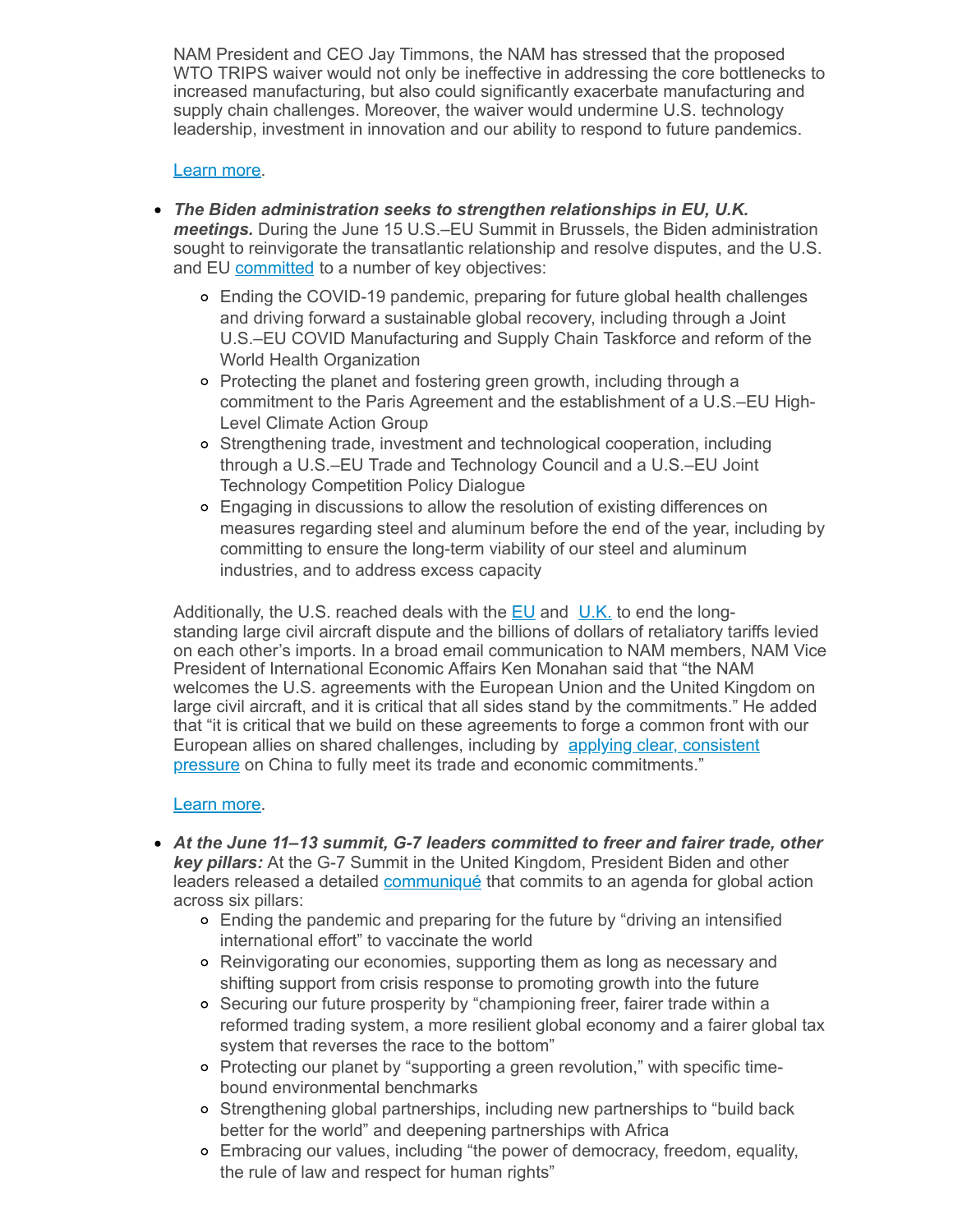NAM President and CEO Jay Timmons, the NAM has stressed that the proposed WTO TRIPS waiver would not only be ineffective in addressing the core bottlenecks to increased manufacturing, but also could significantly exacerbate manufacturing and supply chain challenges. Moreover, the waiver would undermine U.S. technology leadership, investment in innovation and our ability to respond to future pandemics.

Learn more.

- ***The Biden administration seeks to strengthen relationships in EU, U.K. meetings.*** During the June 15 U.S.–EU Summit in Brussels, the Biden administration sought to reinvigorate the transatlantic relationship and resolve disputes, and the U.S. and EU committed to a number of key objectives:
  - Ending the COVID-19 pandemic, preparing for future global health challenges and driving forward a sustainable global recovery, including through a Joint U.S.–EU COVID Manufacturing and Supply Chain Taskforce and reform of the World Health Organization
  - Protecting the planet and fostering green growth, including through a commitment to the Paris Agreement and the establishment of a U.S.–EU High-Level Climate Action Group
  - Strengthening trade, investment and technological cooperation, including through a U.S.–EU Trade and Technology Council and a U.S.–EU Joint Technology Competition Policy Dialogue
  - Engaging in discussions to allow the resolution of existing differences on measures regarding steel and aluminum before the end of the year, including by committing to ensure the long-term viability of our steel and aluminum industries, and to address excess capacity

  Additionally, the U.S. reached deals with the EU and U.K. to end the long-standing large civil aircraft dispute and the billions of dollars of retaliatory tariffs levied on each other's imports. In a broad email communication to NAM members, NAM Vice President of International Economic Affairs Ken Monahan said that "the NAM welcomes the U.S. agreements with the European Union and the United Kingdom on large civil aircraft, and it is critical that all sides stand by the commitments." He added that "it is critical that we build on these agreements to forge a common front with our European allies on shared challenges, including by applying clear, consistent pressure on China to fully meet its trade and economic commitments."

  Learn more.

- ***At the June 11–13 summit, G-7 leaders committed to freer and fairer trade, other key pillars:*** At the G-7 Summit in the United Kingdom, President Biden and other leaders released a detailed communiqué that commits to an agenda for global action across six pillars:
  - Ending the pandemic and preparing for the future by "driving an intensified international effort" to vaccinate the world
  - Reinvigorating our economies, supporting them as long as necessary and shifting support from crisis response to promoting growth into the future
  - Securing our future prosperity by "championing freer, fairer trade within a reformed trading system, a more resilient global economy and a fairer global tax system that reverses the race to the bottom"
  - Protecting our planet by "supporting a green revolution," with specific time-bound environmental benchmarks
  - Strengthening global partnerships, including new partnerships to "build back better for the world" and deepening partnerships with Africa
  - Embracing our values, including "the power of democracy, freedom, equality, the rule of law and respect for human rights"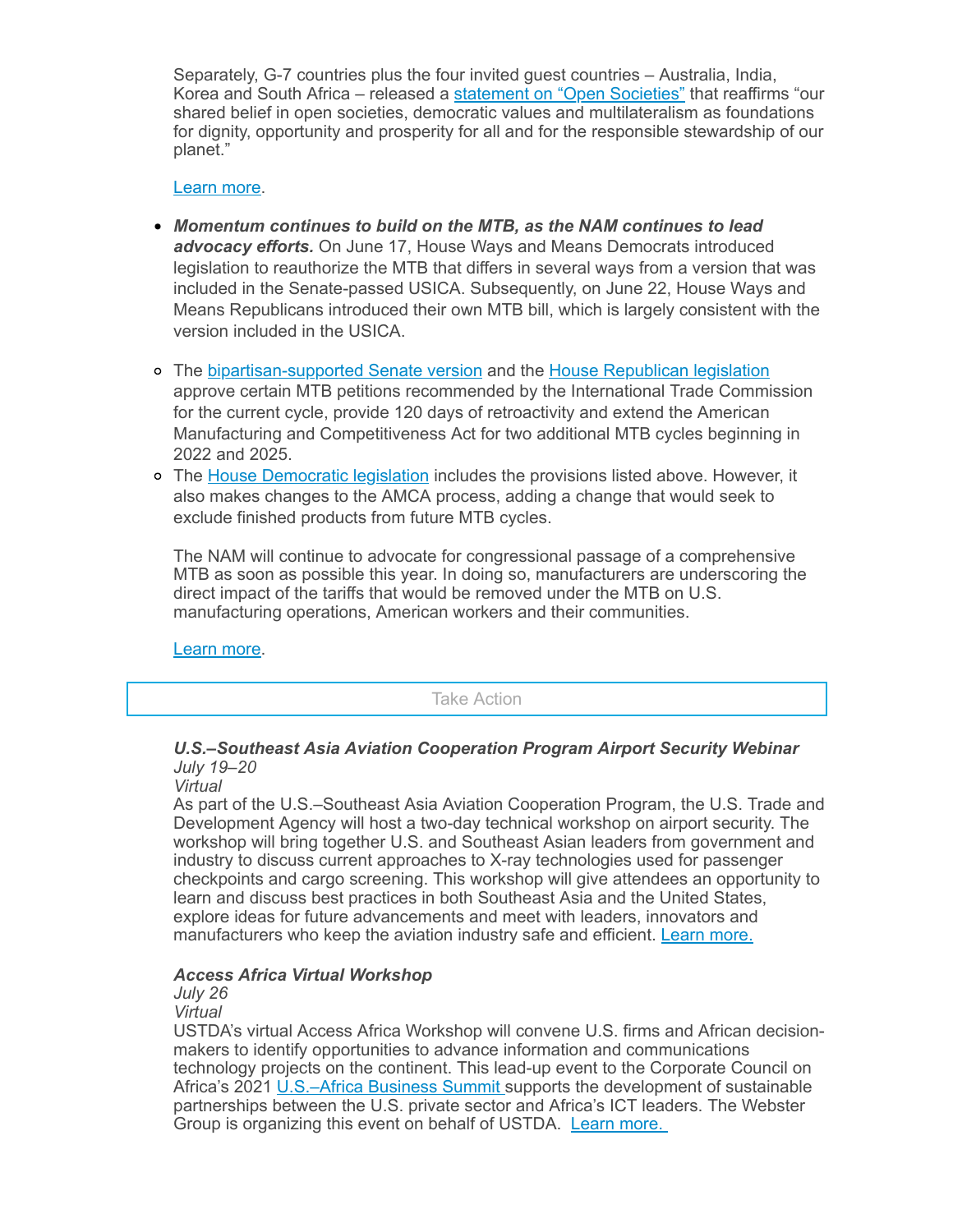Separately, G-7 countries plus the four invited guest countries – Australia, India, Korea and South Africa – released a statement on "Open Societies" that reaffirms "our shared belief in open societies, democratic values and multilateralism as foundations for dignity, opportunity and prosperity for all and for the responsible stewardship of our planet."

Learn more.

- ***Momentum continues to build on the MTB, as the NAM continues to lead advocacy efforts.*** On June 17, House Ways and Means Democrats introduced legislation to reauthorize the MTB that differs in several ways from a version that was included in the Senate-passed USICA. Subsequently, on June 22, House Ways and Means Republicans introduced their own MTB bill, which is largely consistent with the version included in the USICA.

  - The bipartisan-supported Senate version and the House Republican legislation approve certain MTB petitions recommended by the International Trade Commission for the current cycle, provide 120 days of retroactivity and extend the American Manufacturing and Competitiveness Act for two additional MTB cycles beginning in 2022 and 2025.
  - The House Democratic legislation includes the provisions listed above. However, it also makes changes to the AMCA process, adding a change that would seek to exclude finished products from future MTB cycles.

  The NAM will continue to advocate for congressional passage of a comprehensive MTB as soon as possible this year. In doing so, manufacturers are underscoring the direct impact of the tariffs that would be removed under the MTB on U.S. manufacturing operations, American workers and their communities.

  Learn more.

## Take Action

***U.S.–Southeast Asia Aviation Cooperation Program Airport Security Webinar***
*July 19–20*
*Virtual*
As part of the U.S.–Southeast Asia Aviation Cooperation Program, the U.S. Trade and Development Agency will host a two-day technical workshop on airport security. The workshop will bring together U.S. and Southeast Asian leaders from government and industry to discuss current approaches to X-ray technologies used for passenger checkpoints and cargo screening. This workshop will give attendees an opportunity to learn and discuss best practices in both Southeast Asia and the United States, explore ideas for future advancements and meet with leaders, innovators and manufacturers who keep the aviation industry safe and efficient. Learn more.

***Access Africa Virtual Workshop***
*July 26*
*Virtual*
USTDA's virtual Access Africa Workshop will convene U.S. firms and African decision-makers to identify opportunities to advance information and communications technology projects on the continent. This lead-up event to the Corporate Council on Africa's 2021 U.S.–Africa Business Summit supports the development of sustainable partnerships between the U.S. private sector and Africa's ICT leaders. The Webster Group is organizing this event on behalf of USTDA. Learn more.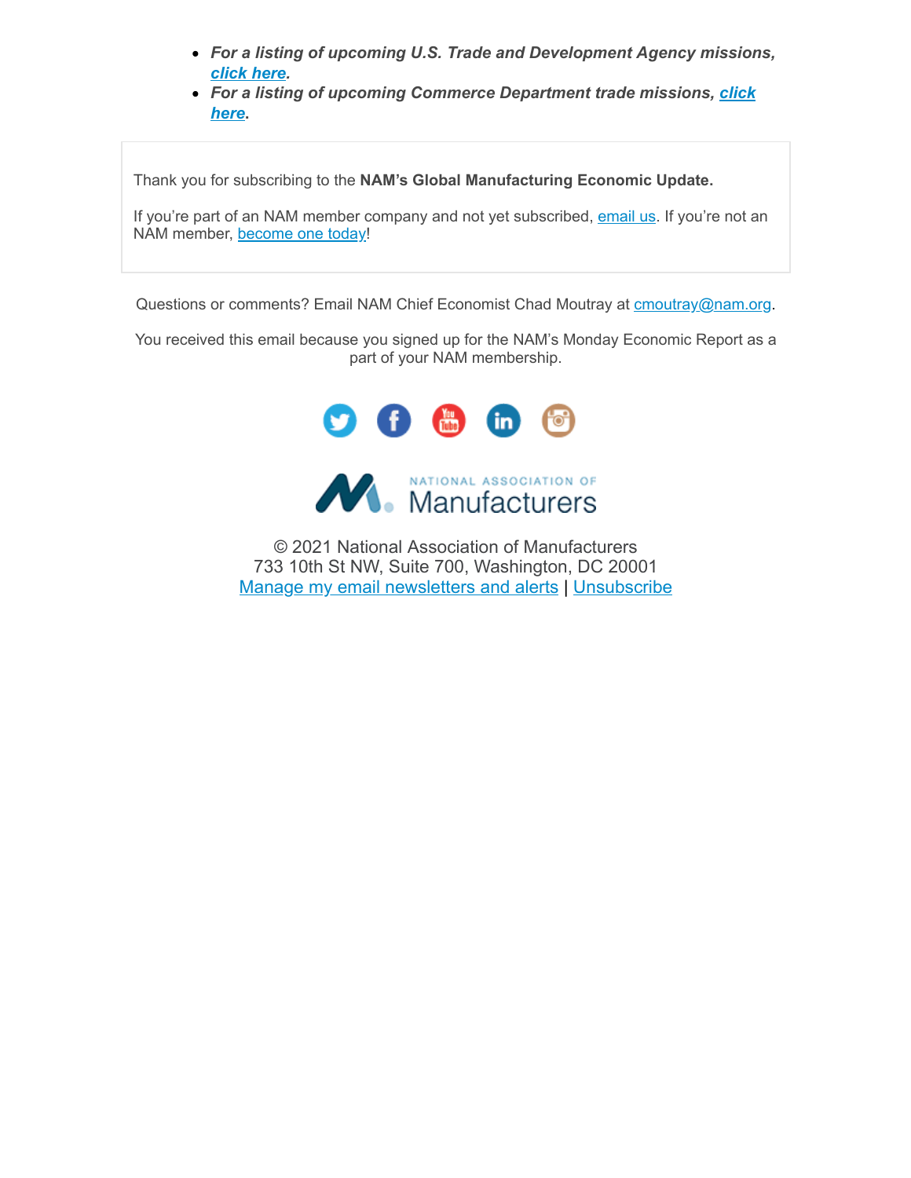- ***For a listing of upcoming U.S. Trade and Development Agency missions, click here.***
- ***For a listing of upcoming Commerce Department trade missions, click here.***

Thank you for subscribing to the **NAM's Global Manufacturing Economic Update.**

If you're part of an NAM member company and not yet subscribed, email us. If you're not an NAM member, become one today!

Questions or comments? Email NAM Chief Economist Chad Moutray at cmoutray@nam.org.

You received this email because you signed up for the NAM's Monday Economic Report as a part of your NAM membership.

NATIONAL ASSOCIATION OF Manufacturers

© 2021 National Association of Manufacturers
733 10th St NW, Suite 700, Washington, DC 20001
Manage my email newsletters and alerts | Unsubscribe